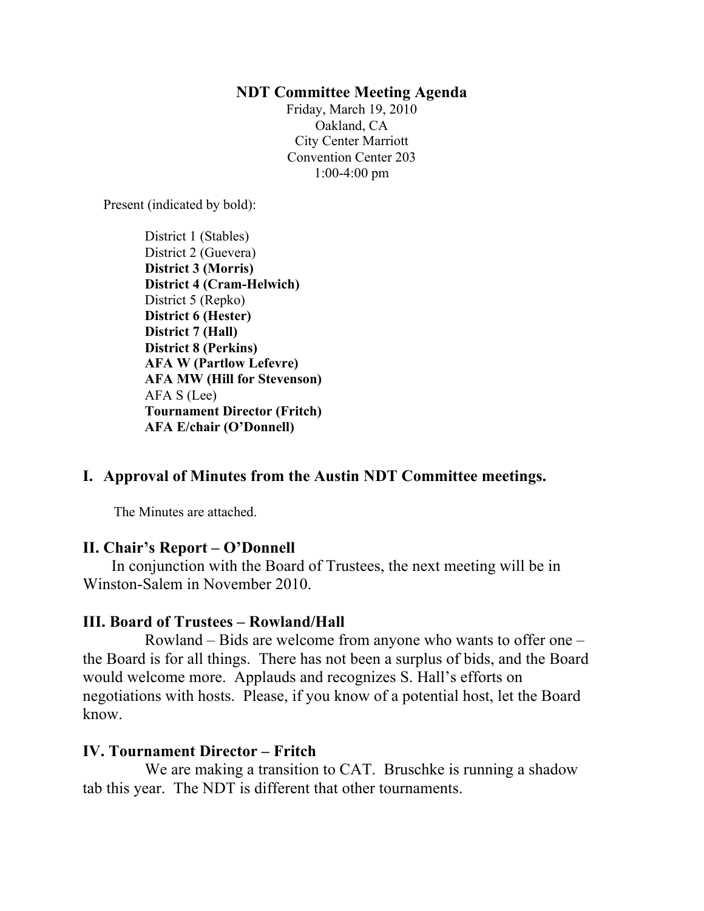# NDT Committee Meeting Agenda

Friday, March 19, 2010
Oakland, CA
City Center Marriott
Convention Center 203
1:00-4:00 pm

Present (indicated by bold):

District 1 (Stables)
District 2 (Guevera)
**District 3 (Morris)**
**District 4 (Cram-Helwich)**
District 5 (Repko)
**District 6 (Hester)**
**District 7 (Hall)**
**District 8 (Perkins)**
**AFA W (Partlow Lefevre)**
**AFA MW (Hill for Stevenson)**
AFA S (Lee)
**Tournament Director (Fritch)**
**AFA E/chair (O'Donnell)**

## I. Approval of Minutes from the Austin NDT Committee meetings.

The Minutes are attached.

## II. Chair's Report – O'Donnell

In conjunction with the Board of Trustees, the next meeting will be in Winston-Salem in November 2010.

## III. Board of Trustees – Rowland/Hall

Rowland – Bids are welcome from anyone who wants to offer one – the Board is for all things. There has not been a surplus of bids, and the Board would welcome more. Applauds and recognizes S. Hall's efforts on negotiations with hosts. Please, if you know of a potential host, let the Board know.

## IV. Tournament Director – Fritch

We are making a transition to CAT. Bruschke is running a shadow tab this year. The NDT is different that other tournaments.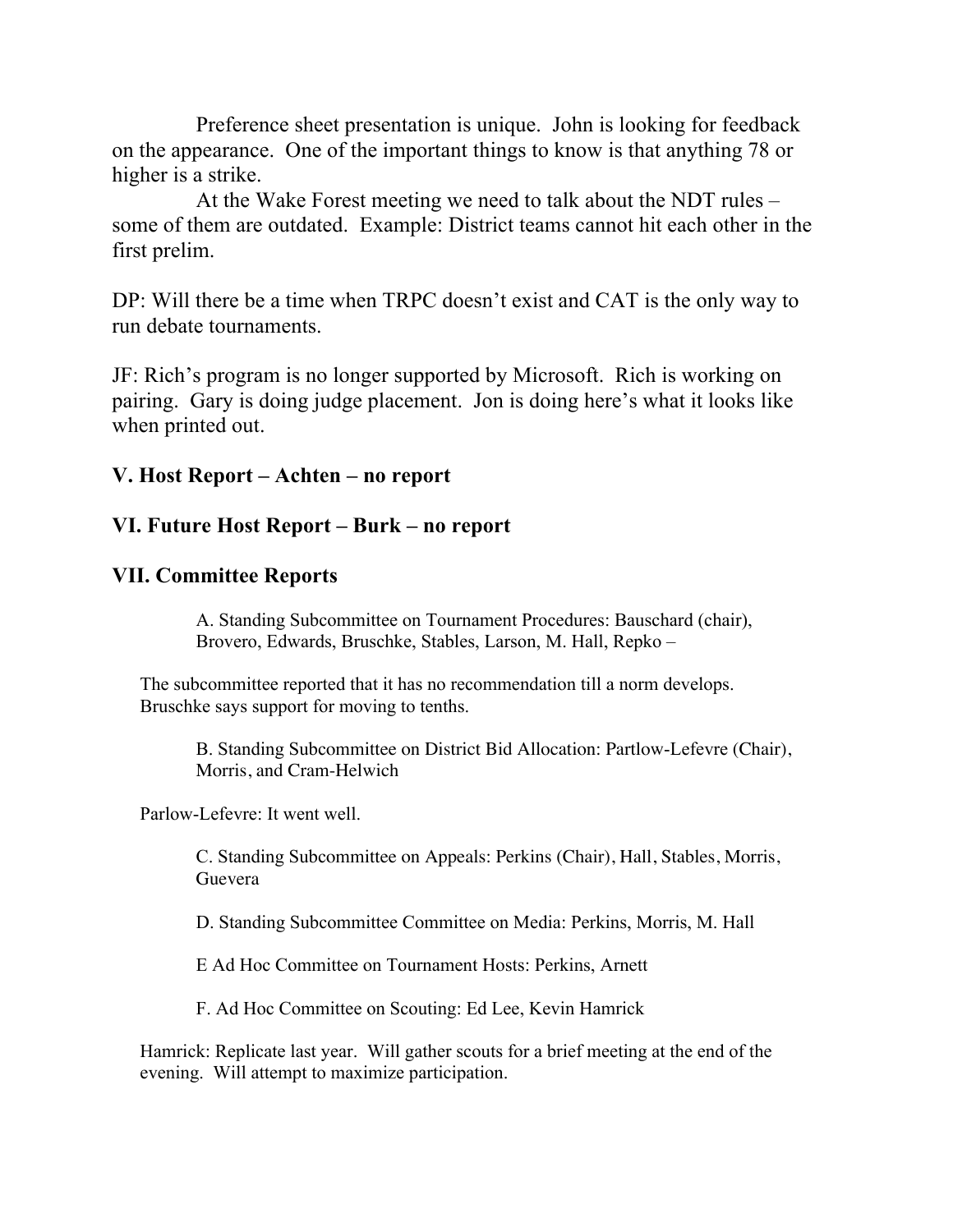Preference sheet presentation is unique. John is looking for feedback on the appearance. One of the important things to know is that anything 78 or higher is a strike.

At the Wake Forest meeting we need to talk about the NDT rules – some of them are outdated. Example: District teams cannot hit each other in the first prelim.

DP: Will there be a time when TRPC doesn't exist and CAT is the only way to run debate tournaments.

JF: Rich's program is no longer supported by Microsoft. Rich is working on pairing. Gary is doing judge placement. Jon is doing here's what it looks like when printed out.

## V. Host Report – Achten – no report

## VI. Future Host Report – Burk – no report

## VII. Committee Reports

A. Standing Subcommittee on Tournament Procedures: Bauschard (chair), Brovero, Edwards, Bruschke, Stables, Larson, M. Hall, Repko –

The subcommittee reported that it has no recommendation till a norm develops. Bruschke says support for moving to tenths.

B. Standing Subcommittee on District Bid Allocation: Partlow-Lefevre (Chair), Morris, and Cram-Helwich

Parlow-Lefevre: It went well.

C. Standing Subcommittee on Appeals: Perkins (Chair), Hall, Stables, Morris, Guevera

D. Standing Subcommittee Committee on Media: Perkins, Morris, M. Hall

E Ad Hoc Committee on Tournament Hosts: Perkins, Arnett

F. Ad Hoc Committee on Scouting: Ed Lee, Kevin Hamrick

Hamrick: Replicate last year. Will gather scouts for a brief meeting at the end of the evening. Will attempt to maximize participation.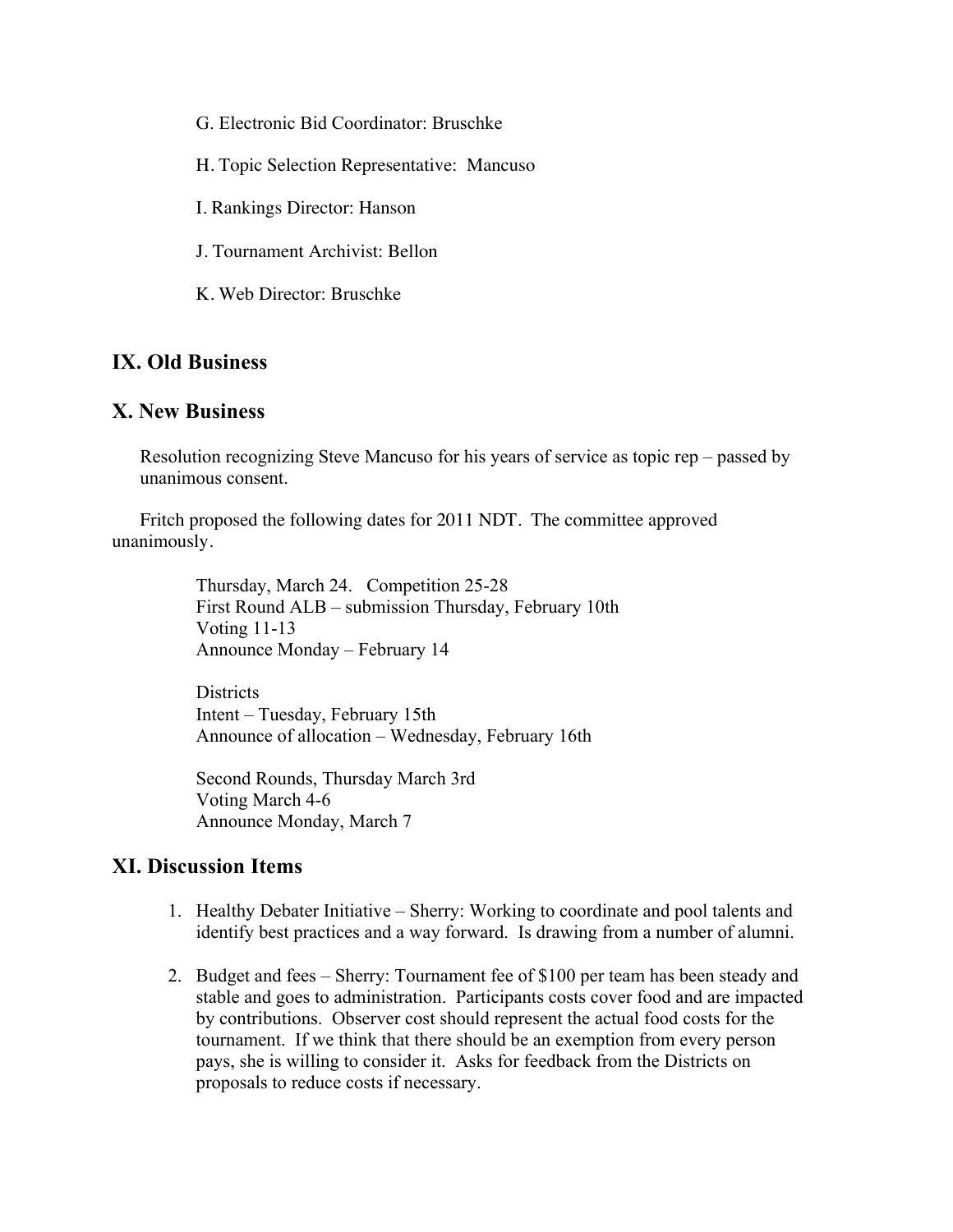G. Electronic Bid Coordinator: Bruschke

H. Topic Selection Representative: Mancuso

I. Rankings Director: Hanson

J. Tournament Archivist: Bellon

K. Web Director: Bruschke

## IX. Old Business

## X. New Business

Resolution recognizing Steve Mancuso for his years of service as topic rep – passed by unanimous consent.

Fritch proposed the following dates for 2011 NDT. The committee approved unanimously.

Thursday, March 24. Competition 25-28
First Round ALB – submission Thursday, February 10th
Voting 11-13
Announce Monday – February 14

Districts
Intent – Tuesday, February 15th
Announce of allocation – Wednesday, February 16th

Second Rounds, Thursday March 3rd
Voting March 4-6
Announce Monday, March 7

## XI. Discussion Items

1. Healthy Debater Initiative – Sherry: Working to coordinate and pool talents and identify best practices and a way forward. Is drawing from a number of alumni.
2. Budget and fees – Sherry: Tournament fee of $100 per team has been steady and stable and goes to administration. Participants costs cover food and are impacted by contributions. Observer cost should represent the actual food costs for the tournament. If we think that there should be an exemption from every person pays, she is willing to consider it. Asks for feedback from the Districts on proposals to reduce costs if necessary.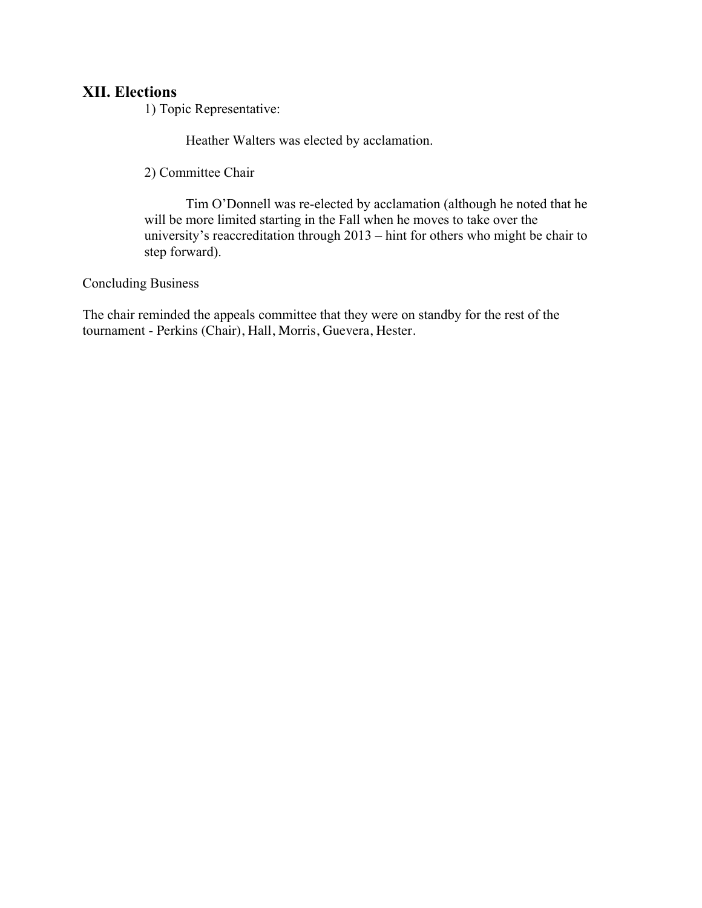## XII. Elections

1) Topic Representative:

Heather Walters was elected by acclamation.

2) Committee Chair

Tim O'Donnell was re-elected by acclamation (although he noted that he will be more limited starting in the Fall when he moves to take over the university's reaccreditation through 2013 – hint for others who might be chair to step forward).

Concluding Business

The chair reminded the appeals committee that they were on standby for the rest of the tournament - Perkins (Chair), Hall, Morris, Guevera, Hester.